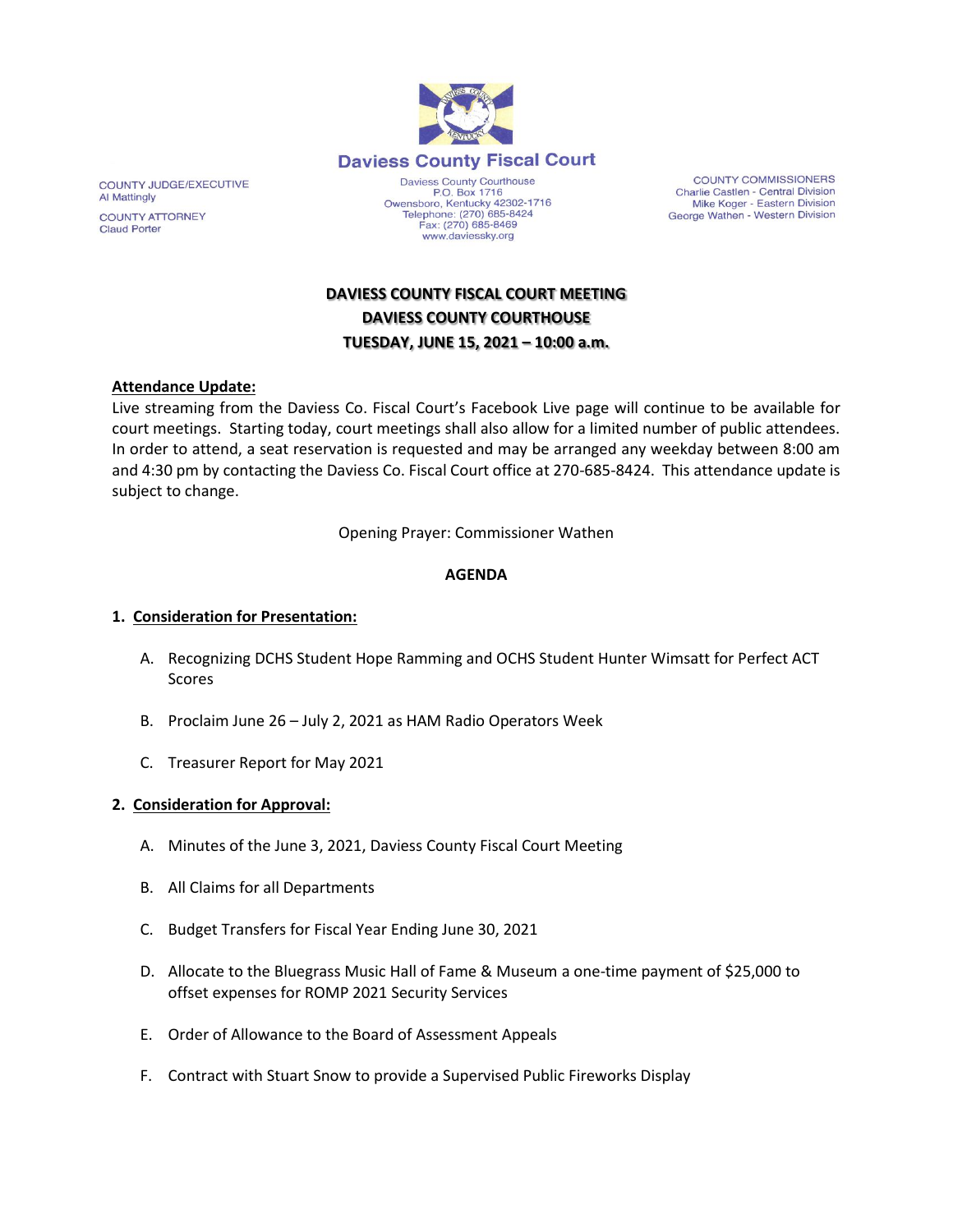# Daviess County Fiscal Court

COUNTY JUDGE/EXECUTIVE
Al Mattingly

COUNTY ATTORNEY
Claud Porter

Daviess County Courthouse
P.O. Box 1716
Owensboro, Kentucky 42302-1716
Telephone: (270) 685-8424
Fax: (270) 685-8469
www.daviessky.org

COUNTY COMMISSIONERS
Charlie Castlen - Central Division
Mike Koger - Eastern Division
George Wathen - Western Division

**DAVIESS COUNTY FISCAL COURT MEETING**
**DAVIESS COUNTY COURTHOUSE**
**TUESDAY, JUNE 15, 2021 – 10:00 a.m.**

**Attendance Update:**
Live streaming from the Daviess Co. Fiscal Court's Facebook Live page will continue to be available for court meetings. Starting today, court meetings shall also allow for a limited number of public attendees. In order to attend, a seat reservation is requested and may be arranged any weekday between 8:00 am and 4:30 pm by contacting the Daviess Co. Fiscal Court office at 270-685-8424. This attendance update is subject to change.

Opening Prayer: Commissioner Wathen

**AGENDA**

**1. Consideration for Presentation:**

A. Recognizing DCHS Student Hope Ramming and OCHS Student Hunter Wimsatt for Perfect ACT Scores

B. Proclaim June 26 – July 2, 2021 as HAM Radio Operators Week

C. Treasurer Report for May 2021

**2. Consideration for Approval:**

A. Minutes of the June 3, 2021, Daviess County Fiscal Court Meeting

B. All Claims for all Departments

C. Budget Transfers for Fiscal Year Ending June 30, 2021

D. Allocate to the Bluegrass Music Hall of Fame & Museum a one-time payment of $25,000 to offset expenses for ROMP 2021 Security Services

E. Order of Allowance to the Board of Assessment Appeals

F. Contract with Stuart Snow to provide a Supervised Public Fireworks Display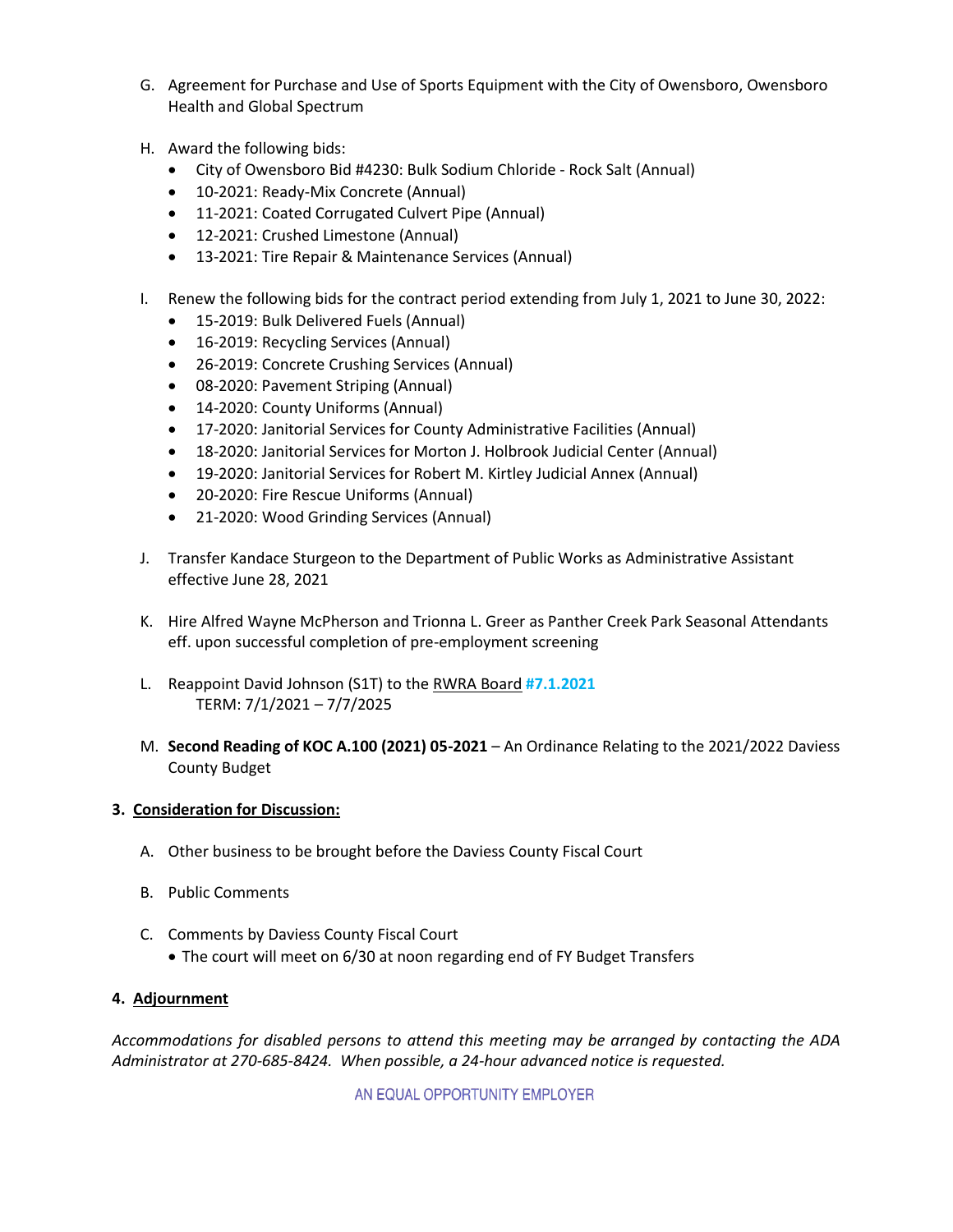G. Agreement for Purchase and Use of Sports Equipment with the City of Owensboro, Owensboro Health and Global Spectrum

H. Award the following bids:
   - City of Owensboro Bid #4230: Bulk Sodium Chloride - Rock Salt (Annual)
   - 10-2021: Ready-Mix Concrete (Annual)
   - 11-2021: Coated Corrugated Culvert Pipe (Annual)
   - 12-2021: Crushed Limestone (Annual)
   - 13-2021: Tire Repair & Maintenance Services (Annual)

I. Renew the following bids for the contract period extending from July 1, 2021 to June 30, 2022:
   - 15-2019: Bulk Delivered Fuels (Annual)
   - 16-2019: Recycling Services (Annual)
   - 26-2019: Concrete Crushing Services (Annual)
   - 08-2020: Pavement Striping (Annual)
   - 14-2020: County Uniforms (Annual)
   - 17-2020: Janitorial Services for County Administrative Facilities (Annual)
   - 18-2020: Janitorial Services for Morton J. Holbrook Judicial Center (Annual)
   - 19-2020: Janitorial Services for Robert M. Kirtley Judicial Annex (Annual)
   - 20-2020: Fire Rescue Uniforms (Annual)
   - 21-2020: Wood Grinding Services (Annual)

J. Transfer Kandace Sturgeon to the Department of Public Works as Administrative Assistant effective June 28, 2021

K. Hire Alfred Wayne McPherson and Trionna L. Greer as Panther Creek Park Seasonal Attendants eff. upon successful completion of pre-employment screening

L. Reappoint David Johnson (S1T) to the RWRA Board **#7.1.2021**
   TERM: 7/1/2021 – 7/7/2025

M. **Second Reading of KOC A.100 (2021) 05-2021** – An Ordinance Relating to the 2021/2022 Daviess County Budget

**3. Consideration for Discussion:**

A. Other business to be brought before the Daviess County Fiscal Court

B. Public Comments

C. Comments by Daviess County Fiscal Court
   - The court will meet on 6/30 at noon regarding end of FY Budget Transfers

**4. Adjournment**

*Accommodations for disabled persons to attend this meeting may be arranged by contacting the ADA Administrator at 270-685-8424. When possible, a 24-hour advanced notice is requested.*

AN EQUAL OPPORTUNITY EMPLOYER